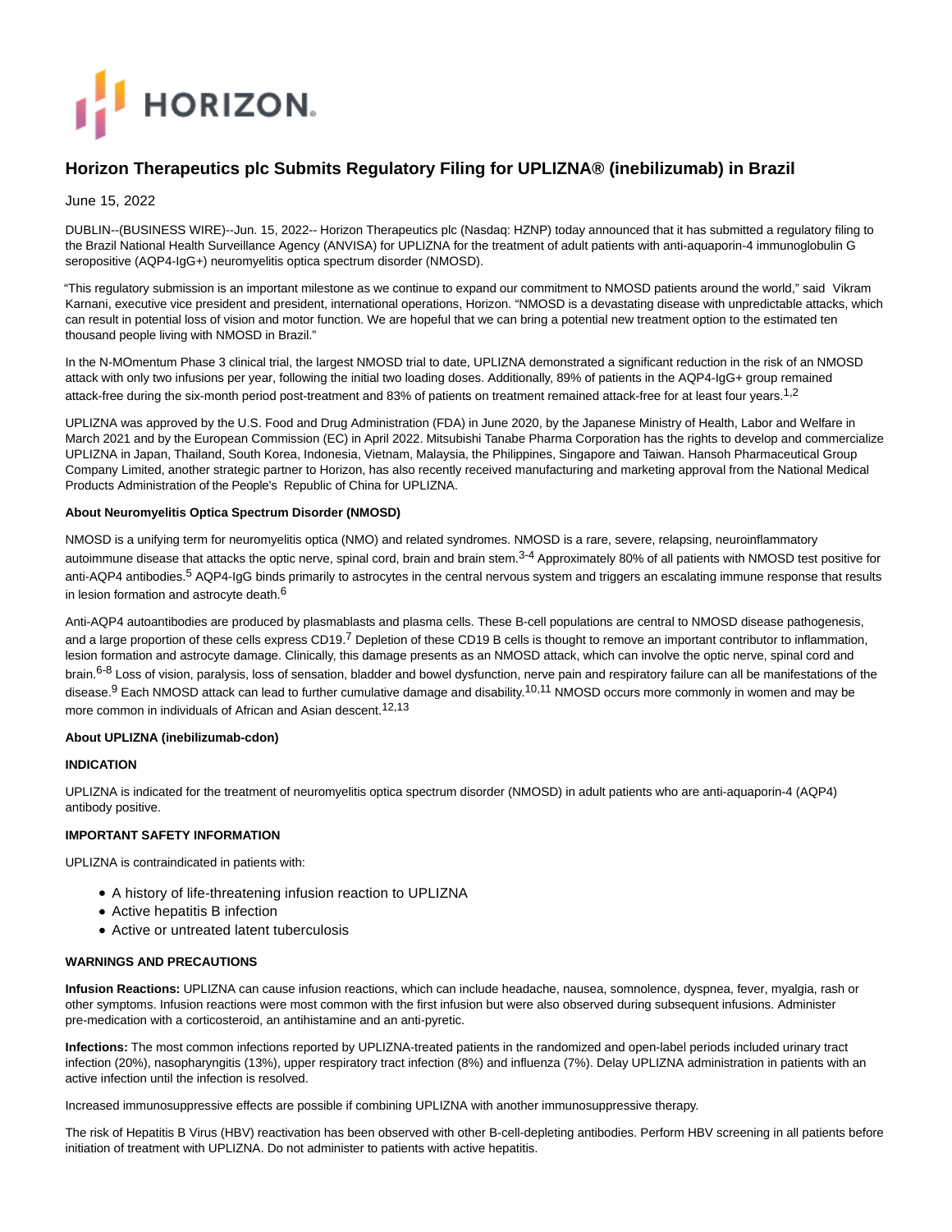HORIZON.

# Horizon Therapeutics plc Submits Regulatory Filing for UPLIZNA® (inebilizumab) in Brazil

June 15, 2022

DUBLIN--(BUSINESS WIRE)--Jun. 15, 2022-- Horizon Therapeutics plc (Nasdaq: HZNP) today announced that it has submitted a regulatory filing to the Brazil National Health Surveillance Agency (ANVISA) for UPLIZNA for the treatment of adult patients with anti-aquaporin-4 immunoglobulin G seropositive (AQP4-IgG+) neuromyelitis optica spectrum disorder (NMOSD).

"This regulatory submission is an important milestone as we continue to expand our commitment to NMOSD patients around the world," said Vikram Karnani, executive vice president and president, international operations, Horizon. "NMOSD is a devastating disease with unpredictable attacks, which can result in potential loss of vision and motor function. We are hopeful that we can bring a potential new treatment option to the estimated ten thousand people living with NMOSD in Brazil."

In the N-MOmentum Phase 3 clinical trial, the largest NMOSD trial to date, UPLIZNA demonstrated a significant reduction in the risk of an NMOSD attack with only two infusions per year, following the initial two loading doses. Additionally, 89% of patients in the AQP4-IgG+ group remained attack-free during the six-month period post-treatment and 83% of patients on treatment remained attack-free for at least four years.[1,2]

UPLIZNA was approved by the U.S. Food and Drug Administration (FDA) in June 2020, by the Japanese Ministry of Health, Labor and Welfare in March 2021 and by the European Commission (EC) in April 2022. Mitsubishi Tanabe Pharma Corporation has the rights to develop and commercialize UPLIZNA in Japan, Thailand, South Korea, Indonesia, Vietnam, Malaysia, the Philippines, Singapore and Taiwan. Hansoh Pharmaceutical Group Company Limited, another strategic partner to Horizon, has also recently received manufacturing and marketing approval from the National Medical Products Administration of the People's Republic of China for UPLIZNA.

**About Neuromyelitis Optica Spectrum Disorder (NMOSD)**

NMOSD is a unifying term for neuromyelitis optica (NMO) and related syndromes. NMOSD is a rare, severe, relapsing, neuroinflammatory autoimmune disease that attacks the optic nerve, spinal cord, brain and brain stem.[3-4] Approximately 80% of all patients with NMOSD test positive for anti-AQP4 antibodies.[5] AQP4-IgG binds primarily to astrocytes in the central nervous system and triggers an escalating immune response that results in lesion formation and astrocyte death.[6]

Anti-AQP4 autoantibodies are produced by plasmablasts and plasma cells. These B-cell populations are central to NMOSD disease pathogenesis, and a large proportion of these cells express CD19.[7] Depletion of these CD19 B cells is thought to remove an important contributor to inflammation, lesion formation and astrocyte damage. Clinically, this damage presents as an NMOSD attack, which can involve the optic nerve, spinal cord and brain.[6-8] Loss of vision, paralysis, loss of sensation, bladder and bowel dysfunction, nerve pain and respiratory failure can all be manifestations of the disease.[9] Each NMOSD attack can lead to further cumulative damage and disability.[10,11] NMOSD occurs more commonly in women and may be more common in individuals of African and Asian descent.[12,13]

**About UPLIZNA (inebilizumab-cdon)**

**INDICATION**

UPLIZNA is indicated for the treatment of neuromyelitis optica spectrum disorder (NMOSD) in adult patients who are anti-aquaporin-4 (AQP4) antibody positive.

**IMPORTANT SAFETY INFORMATION**

UPLIZNA is contraindicated in patients with:

- A history of life-threatening infusion reaction to UPLIZNA
- Active hepatitis B infection
- Active or untreated latent tuberculosis

**WARNINGS AND PRECAUTIONS**

**Infusion Reactions:** UPLIZNA can cause infusion reactions, which can include headache, nausea, somnolence, dyspnea, fever, myalgia, rash or other symptoms. Infusion reactions were most common with the first infusion but were also observed during subsequent infusions. Administer pre-medication with a corticosteroid, an antihistamine and an anti-pyretic.

**Infections:** The most common infections reported by UPLIZNA-treated patients in the randomized and open-label periods included urinary tract infection (20%), nasopharyngitis (13%), upper respiratory tract infection (8%) and influenza (7%). Delay UPLIZNA administration in patients with an active infection until the infection is resolved.

Increased immunosuppressive effects are possible if combining UPLIZNA with another immunosuppressive therapy.

The risk of Hepatitis B Virus (HBV) reactivation has been observed with other B-cell-depleting antibodies. Perform HBV screening in all patients before initiation of treatment with UPLIZNA. Do not administer to patients with active hepatitis.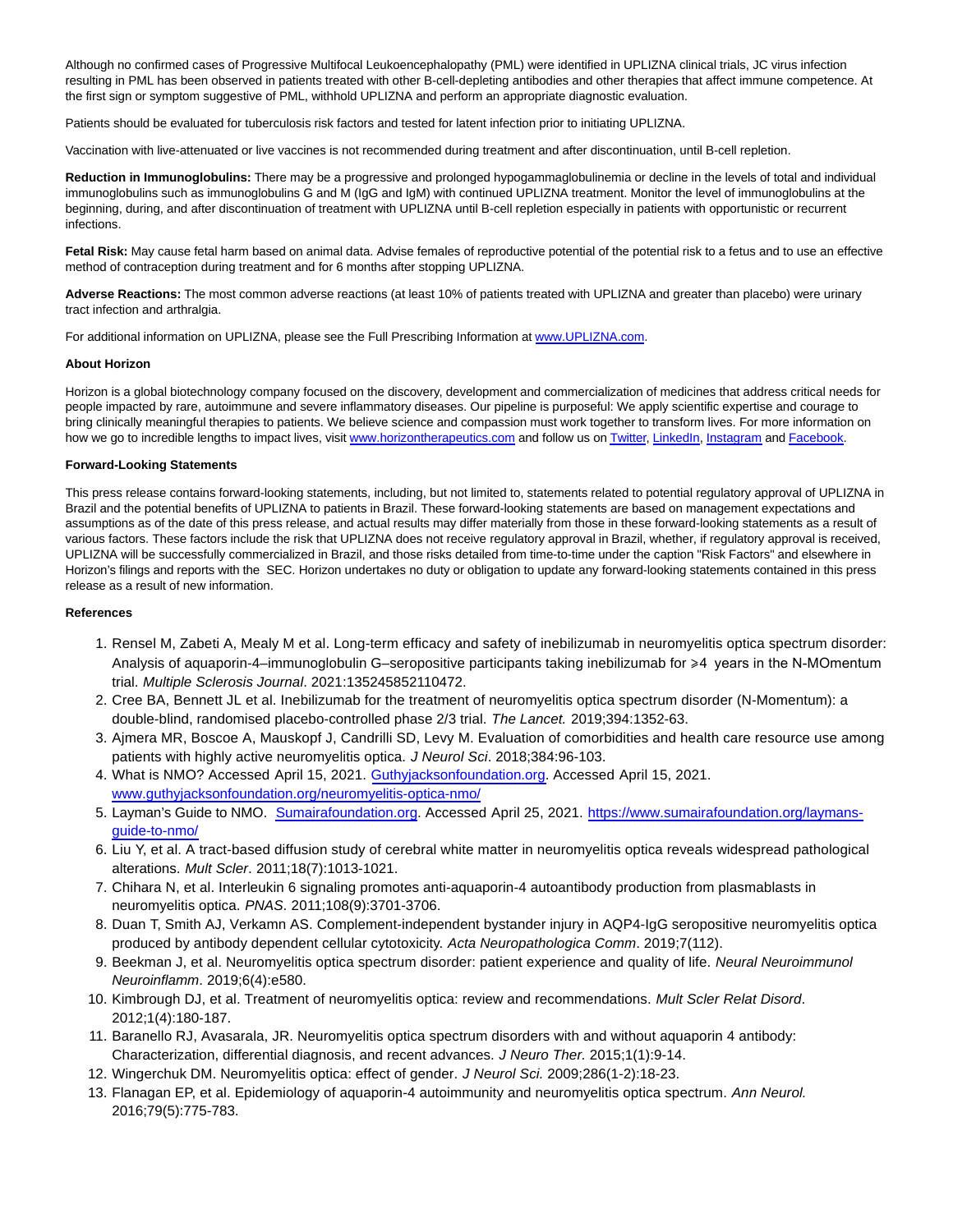Although no confirmed cases of Progressive Multifocal Leukoencephalopathy (PML) were identified in UPLIZNA clinical trials, JC virus infection resulting in PML has been observed in patients treated with other B-cell-depleting antibodies and other therapies that affect immune competence. At the first sign or symptom suggestive of PML, withhold UPLIZNA and perform an appropriate diagnostic evaluation.

Patients should be evaluated for tuberculosis risk factors and tested for latent infection prior to initiating UPLIZNA.

Vaccination with live-attenuated or live vaccines is not recommended during treatment and after discontinuation, until B-cell repletion.

**Reduction in Immunoglobulins:** There may be a progressive and prolonged hypogammaglobulinemia or decline in the levels of total and individual immunoglobulins such as immunoglobulins G and M (IgG and IgM) with continued UPLIZNA treatment. Monitor the level of immunoglobulins at the beginning, during, and after discontinuation of treatment with UPLIZNA until B-cell repletion especially in patients with opportunistic or recurrent infections.

**Fetal Risk:** May cause fetal harm based on animal data. Advise females of reproductive potential of the potential risk to a fetus and to use an effective method of contraception during treatment and for 6 months after stopping UPLIZNA.

**Adverse Reactions:** The most common adverse reactions (at least 10% of patients treated with UPLIZNA and greater than placebo) were urinary tract infection and arthralgia.

For additional information on UPLIZNA, please see the Full Prescribing Information at [www.UPLIZNA.com](www.UPLIZNA.com).

**About Horizon**

Horizon is a global biotechnology company focused on the discovery, development and commercialization of medicines that address critical needs for people impacted by rare, autoimmune and severe inflammatory diseases. Our pipeline is purposeful: We apply scientific expertise and courage to bring clinically meaningful therapies to patients. We believe science and compassion must work together to transform lives. For more information on how we go to incredible lengths to impact lives, visit [www.horizontherapeutics.com](www.horizontherapeutics.com) and follow us on Twitter, LinkedIn, Instagram and Facebook.

**Forward-Looking Statements**

This press release contains forward-looking statements, including, but not limited to, statements related to potential regulatory approval of UPLIZNA in Brazil and the potential benefits of UPLIZNA to patients in Brazil. These forward-looking statements are based on management expectations and assumptions as of the date of this press release, and actual results may differ materially from those in these forward-looking statements as a result of various factors. These factors include the risk that UPLIZNA does not receive regulatory approval in Brazil, whether, if regulatory approval is received, UPLIZNA will be successfully commercialized in Brazil, and those risks detailed from time-to-time under the caption "Risk Factors" and elsewhere in Horizon's filings and reports with the SEC. Horizon undertakes no duty or obligation to update any forward-looking statements contained in this press release as a result of new information.

**References**

1. Rensel M, Zabeti A, Mealy M et al. Long-term efficacy and safety of inebilizumab in neuromyelitis optica spectrum disorder: Analysis of aquaporin-4–immunoglobulin G–seropositive participants taking inebilizumab for ⩾4 years in the N-MOmentum trial. *Multiple Sclerosis Journal*. 2021:135245852110472.
2. Cree BA, Bennett JL et al. Inebilizumab for the treatment of neuromyelitis optica spectrum disorder (N-Momentum): a double-blind, randomised placebo-controlled phase 2/3 trial. *The Lancet.* 2019;394:1352-63.
3. Ajmera MR, Boscoe A, Mauskopf J, Candrilli SD, Levy M. Evaluation of comorbidities and health care resource use among patients with highly active neuromyelitis optica. *J Neurol Sci*. 2018;384:96-103.
4. What is NMO? Accessed April 15, 2021. Guthyjacksonfoundation.org. Accessed April 15, 2021. [www.guthyjacksonfoundation.org/neuromyelitis-optica-nmo/](www.guthyjacksonfoundation.org/neuromyelitis-optica-nmo/)
5. Layman's Guide to NMO. Sumairafoundation.org. Accessed April 25, 2021. [https://www.sumairafoundation.org/laymans-guide-to-nmo/](https://www.sumairafoundation.org/laymans-guide-to-nmo/)
6. Liu Y, et al. A tract-based diffusion study of cerebral white matter in neuromyelitis optica reveals widespread pathological alterations. *Mult Scler*. 2011;18(7):1013-1021.
7. Chihara N, et al. Interleukin 6 signaling promotes anti-aquaporin-4 autoantibody production from plasmablasts in neuromyelitis optica. *PNAS*. 2011;108(9):3701-3706.
8. Duan T, Smith AJ, Verkamn AS. Complement-independent bystander injury in AQP4-IgG seropositive neuromyelitis optica produced by antibody dependent cellular cytotoxicity. *Acta Neuropathologica Comm*. 2019;7(112).
9. Beekman J, et al. Neuromyelitis optica spectrum disorder: patient experience and quality of life. *Neural Neuroimmunol Neuroinflamm*. 2019;6(4):e580.
10. Kimbrough DJ, et al. Treatment of neuromyelitis optica: review and recommendations. *Mult Scler Relat Disord*. 2012;1(4):180-187.
11. Baranello RJ, Avasarala, JR. Neuromyelitis optica spectrum disorders with and without aquaporin 4 antibody: Characterization, differential diagnosis, and recent advances. *J Neuro Ther.* 2015;1(1):9-14.
12. Wingerchuk DM. Neuromyelitis optica: effect of gender. *J Neurol Sci.* 2009;286(1-2):18-23.
13. Flanagan EP, et al. Epidemiology of aquaporin-4 autoimmunity and neuromyelitis optica spectrum. *Ann Neurol.* 2016;79(5):775-783.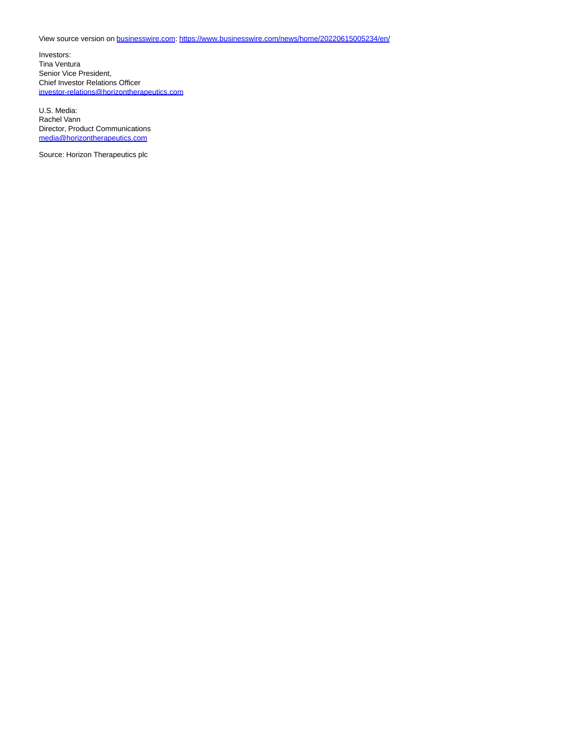View source version on businesswire.com: https://www.businesswire.com/news/home/20220615005234/en/

Investors:
Tina Ventura
Senior Vice President,
Chief Investor Relations Officer
investor-relations@horizontherapeutics.com

U.S. Media:
Rachel Vann
Director, Product Communications
media@horizontherapeutics.com

Source: Horizon Therapeutics plc